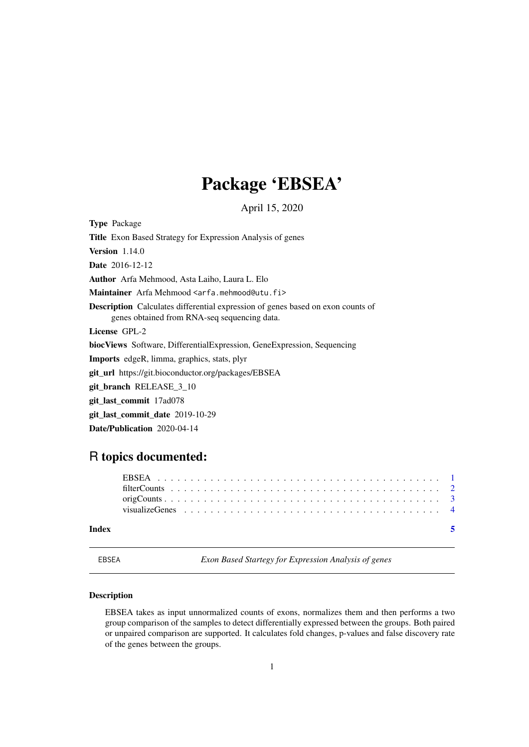# Package 'EBSEA'

April 15, 2020

**Type** Package

**Title** Exon Based Strategy for Expression Analysis of genes

**Version** 1.14.0

**Date** 2016-12-12

**Author** Arfa Mehmood, Asta Laiho, Laura L. Elo

**Maintainer** Arfa Mehmood <arfa.mehmood@utu.fi>

**Description** Calculates differential expression of genes based on exon counts of genes obtained from RNA-seq sequencing data.

**License** GPL-2

**biocViews** Software, DifferentialExpression, GeneExpression, Sequencing

**Imports** edgeR, limma, graphics, stats, plyr

**git_url** https://git.bioconductor.org/packages/EBSEA

**git_branch** RELEASE_3_10

**git_last_commit** 17ad078

**git_last_commit_date** 2019-10-29

**Date/Publication** 2020-04-14

## R topics documented:

- EBSEA . . . 1
- filterCounts . . . 2
- origCounts . . . 3
- visualizeGenes . . . 4

**Index** 5

---

EBSEA &emsp; *Exon Based Startegy for Expression Analysis of genes*

---

### Description

EBSEA takes as input unnormalized counts of exons, normalizes them and then performs a two group comparison of the samples to detect differentially expressed between the groups. Both paired or unpaired comparison are supported. It calculates fold changes, p-values and false discovery rate of the genes between the groups.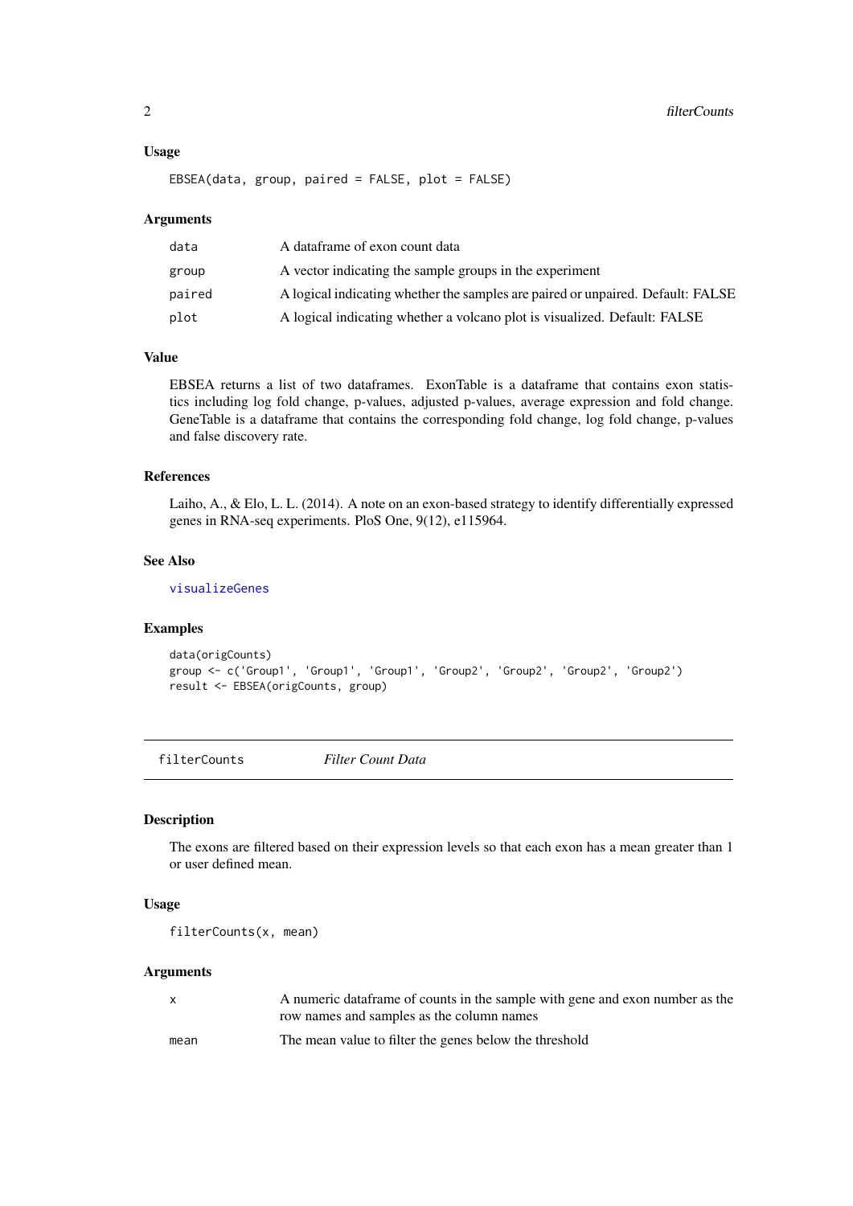### Usage

```
EBSEA(data, group, paired = FALSE, plot = FALSE)
```

### Arguments

| | |
|---|---|
| data | A dataframe of exon count data |
| group | A vector indicating the sample groups in the experiment |
| paired | A logical indicating whether the samples are paired or unpaired. Default: FALSE |
| plot | A logical indicating whether a volcano plot is visualized. Default: FALSE |

### Value

EBSEA returns a list of two dataframes. ExonTable is a dataframe that contains exon statistics including log fold change, p-values, adjusted p-values, average expression and fold change. GeneTable is a dataframe that contains the corresponding fold change, log fold change, p-values and false discovery rate.

### References

Laiho, A., & Elo, L. L. (2014). A note on an exon-based strategy to identify differentially expressed genes in RNA-seq experiments. PloS One, 9(12), e115964.

### See Also

visualizeGenes

### Examples

```
data(origCounts)
group <- c('Group1', 'Group1', 'Group1', 'Group2', 'Group2', 'Group2', 'Group2')
result <- EBSEA(origCounts, group)
```

---

## filterCounts *Filter Count Data*

### Description

The exons are filtered based on their expression levels so that each exon has a mean greater than 1 or user defined mean.

### Usage

```
filterCounts(x, mean)
```

### Arguments

| | |
|---|---|
| x | A numeric dataframe of counts in the sample with gene and exon number as the row names and samples as the column names |
| mean | The mean value to filter the genes below the threshold |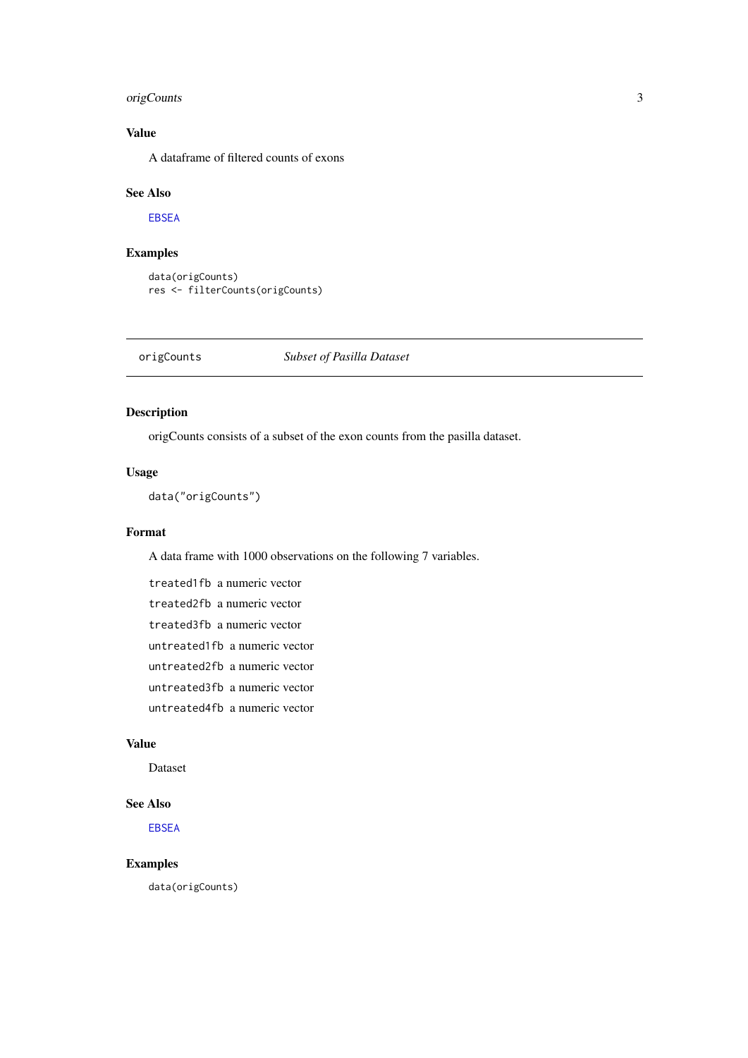### Value

A dataframe of filtered counts of exons

### See Also

EBSEA

### Examples

```
data(origCounts)
res <- filterCounts(origCounts)
```

---

## origCounts — *Subset of Pasilla Dataset*

---

### Description

origCounts consists of a subset of the exon counts from the pasilla dataset.

### Usage

```
data("origCounts")
```

### Format

A data frame with 1000 observations on the following 7 variables.

- `treated1fb` a numeric vector
- `treated2fb` a numeric vector
- `treated3fb` a numeric vector
- `untreated1fb` a numeric vector
- `untreated2fb` a numeric vector
- `untreated3fb` a numeric vector
- `untreated4fb` a numeric vector

### Value

Dataset

### See Also

EBSEA

### Examples

```
data(origCounts)
```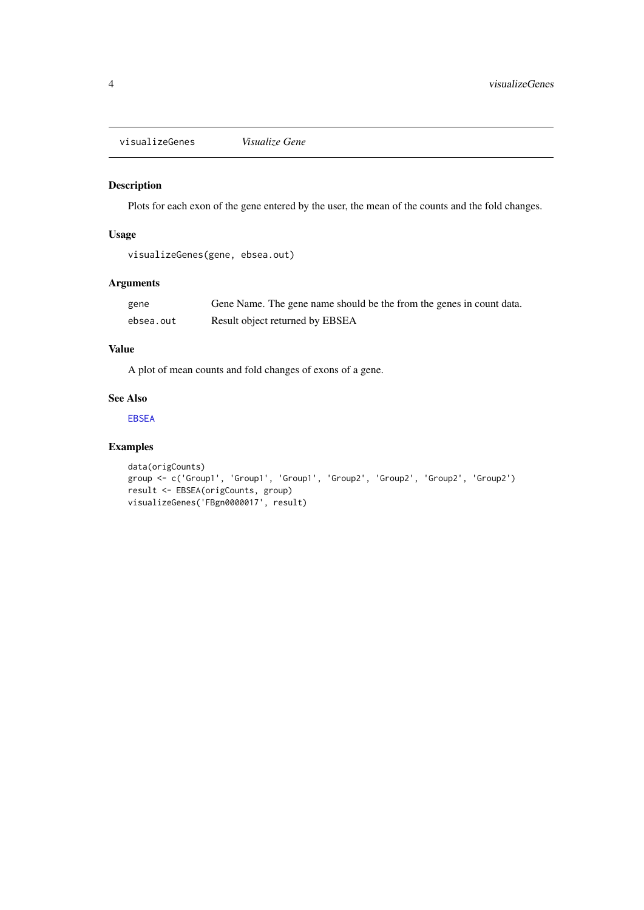# visualizeGenes *Visualize Gene*

## Description

Plots for each exon of the gene entered by the user, the mean of the counts and the fold changes.

## Usage

```
visualizeGenes(gene, ebsea.out)
```

## Arguments

| | |
|---|---|
| `gene` | Gene Name. The gene name should be the from the genes in count data. |
| `ebsea.out` | Result object returned by EBSEA |

## Value

A plot of mean counts and fold changes of exons of a gene.

## See Also

`EBSEA`

## Examples

```
data(origCounts)
group <- c('Group1', 'Group1', 'Group1', 'Group2', 'Group2', 'Group2', 'Group2')
result <- EBSEA(origCounts, group)
visualizeGenes('FBgn0000017', result)
```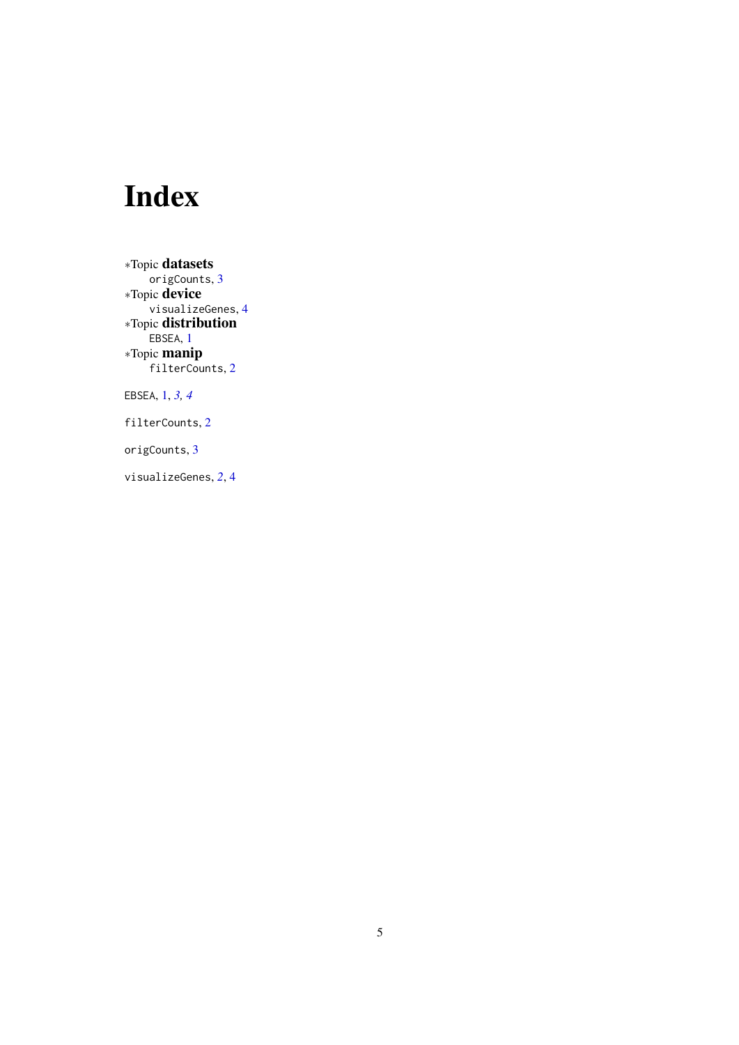# Index

∗Topic **datasets**
  origCounts, 3
∗Topic **device**
  visualizeGenes, 4
∗Topic **distribution**
  EBSEA, 1
∗Topic **manip**
  filterCounts, 2

EBSEA, 1, *3, 4*

filterCounts, 2

origCounts, 3

visualizeGenes, *2*, 4